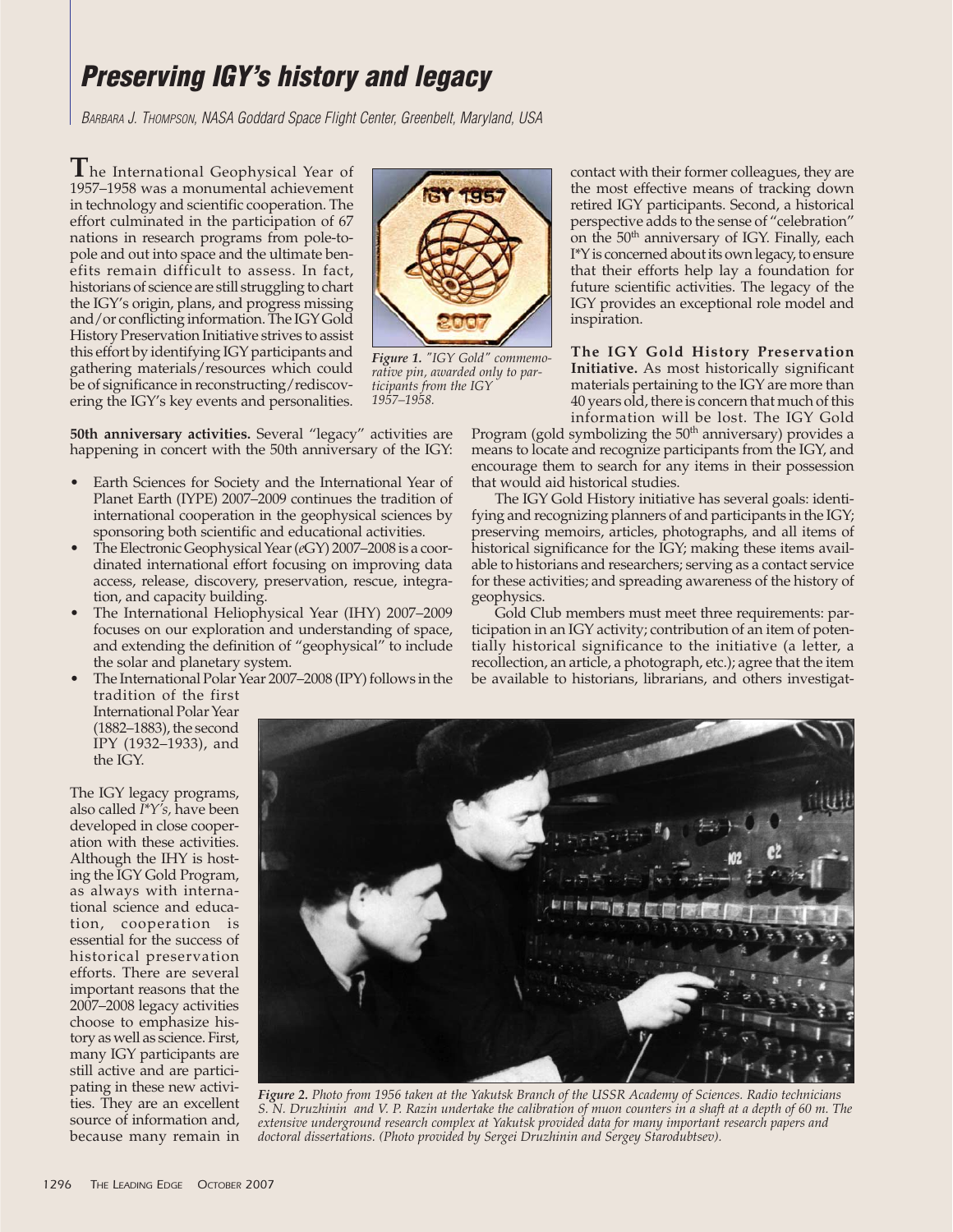// Preserving IGY's history and legacy

*Barbara J. Thompson, NASA Goddard Space Flight Center, Greenbelt, Maryland, USA*

The International Geophysical Year of 1957–1958 was a monumental achievement in technology and scientific cooperation. The effort culminated in the participation of 67 nations in research programs from pole-to-pole and out into space and the ultimate benefits remain difficult to assess. In fact, historians of science are still struggling to chart the IGY's origin, plans, and progress missing and/or conflicting information. The IGY Gold History Preservation Initiative strives to assist this effort by identifying IGY participants and gathering materials/resources which could be of significance in reconstructing/rediscovering the IGY's key events and personalities.

*Figure 1. "IGY Gold" commemorative pin, awarded only to participants from the IGY 1957–1958.*

**50th anniversary activities.** Several "legacy" activities are happening in concert with the 50th anniversary of the IGY:

- Earth Sciences for Society and the International Year of Planet Earth (IYPE) 2007–2009 continues the tradition of international cooperation in the geophysical sciences by sponsoring both scientific and educational activities.
- The Electronic Geophysical Year (*e*GY) 2007–2008 is a coordinated international effort focusing on improving data access, release, discovery, preservation, rescue, integration, and capacity building.
- The International Heliophysical Year (IHY) 2007–2009 focuses on our exploration and understanding of space, and extending the definition of "geophysical" to include the solar and planetary system.
- The International Polar Year 2007–2008 (IPY) follows in the tradition of the first International Polar Year (1882–1883), the second IPY (1932–1933), and the IGY.

The IGY legacy programs, also called *I\*Y's,* have been developed in close cooperation with these activities. Although the IHY is hosting the IGY Gold Program, as always with international science and education, cooperation is essential for the success of historical preservation efforts. There are several important reasons that the 2007–2008 legacy activities choose to emphasize history as well as science. First, many IGY participants are still active and are participating in these new activities. They are an excellent source of information and, because many remain in contact with their former colleagues, they are the most effective means of tracking down retired IGY participants. Second, a historical perspective adds to the sense of "celebration" on the 50th anniversary of IGY. Finally, each I\*Y is concerned about its own legacy, to ensure that their efforts help lay a foundation for future scientific activities. The legacy of the IGY provides an exceptional role model and inspiration.

**The IGY Gold History Preservation Initiative.** As most historically significant materials pertaining to the IGY are more than 40 years old, there is concern that much of this information will be lost. The IGY Gold Program (gold symbolizing the 50th anniversary) provides a means to locate and recognize participants from the IGY, and encourage them to search for any items in their possession that would aid historical studies.

The IGY Gold History initiative has several goals: identifying and recognizing planners of and participants in the IGY; preserving memoirs, articles, photographs, and all items of historical significance for the IGY; making these items available to historians and researchers; serving as a contact service for these activities; and spreading awareness of the history of geophysics.

Gold Club members must meet three requirements: participation in an IGY activity; contribution of an item of potentially historical significance to the initiative (a letter, a recollection, an article, a photograph, etc.); agree that the item be available to historians, librarians, and others investigat-

*Figure 2. Photo from 1956 taken at the Yakutsk Branch of the USSR Academy of Sciences. Radio technicians S. N. Druzhinin and V. P. Razin undertake the calibration of muon counters in a shaft at a depth of 60 m. The extensive underground research complex at Yakutsk provided data for many important research papers and doctoral dissertations. (Photo provided by Sergei Druzhinin and Sergey Starodubtsev).*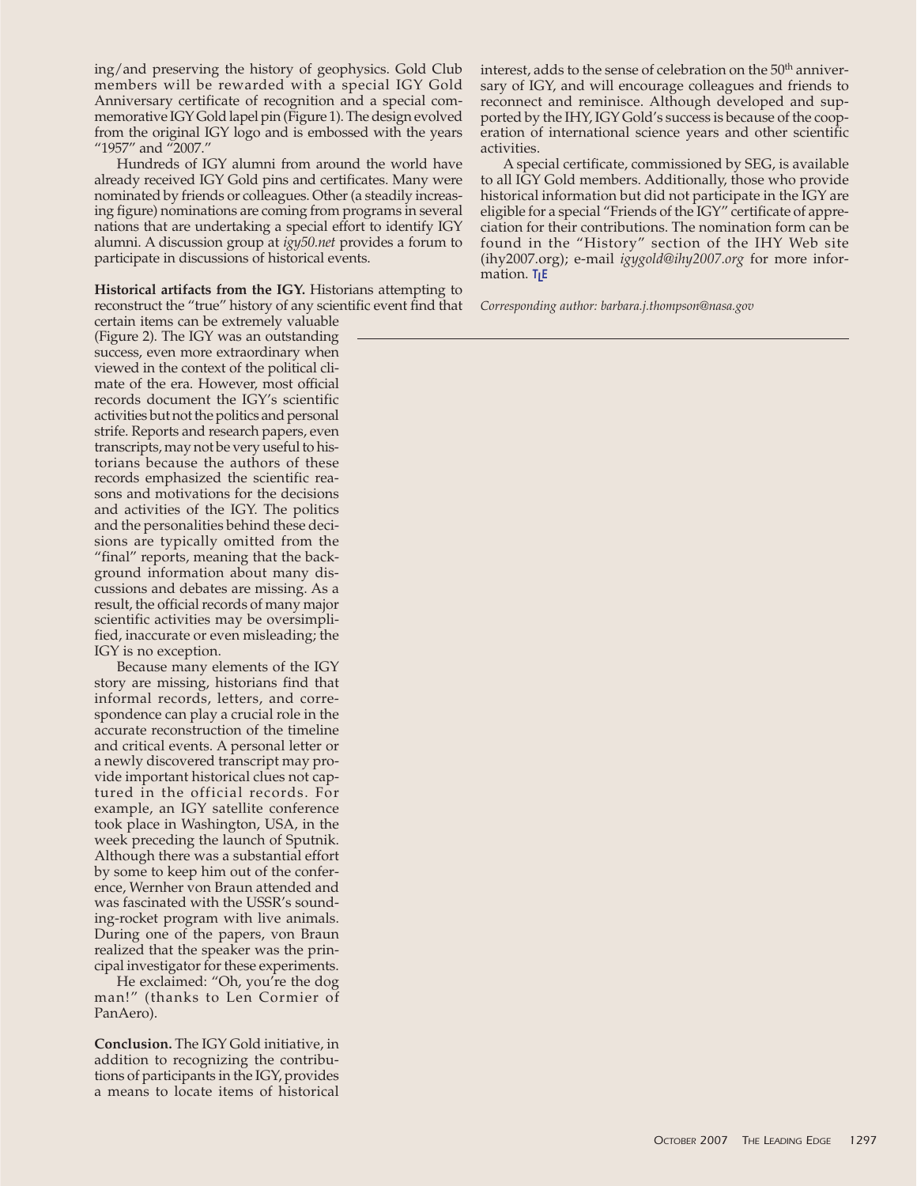ing/and preserving the history of geophysics. Gold Club members will be rewarded with a special IGY Gold Anniversary certificate of recognition and a special commemorative IGY Gold lapel pin (Figure 1). The design evolved from the original IGY logo and is embossed with the years "1957" and "2007."

Hundreds of IGY alumni from around the world have already received IGY Gold pins and certificates. Many were nominated by friends or colleagues. Other (a steadily increasing figure) nominations are coming from programs in several nations that are undertaking a special effort to identify IGY alumni. A discussion group at *igy50.net* provides a forum to participate in discussions of historical events.

**Historical artifacts from the IGY.** Historians attempting to reconstruct the "true" history of any scientific event find that certain items can be extremely valuable (Figure 2). The IGY was an outstanding success, even more extraordinary when viewed in the context of the political climate of the era. However, most official records document the IGY's scientific activities but not the politics and personal strife. Reports and research papers, even transcripts, may not be very useful to historians because the authors of these records emphasized the scientific reasons and motivations for the decisions and activities of the IGY. The politics and the personalities behind these decisions are typically omitted from the "final" reports, meaning that the background information about many discussions and debates are missing. As a result, the official records of many major scientific activities may be oversimplified, inaccurate or even misleading; the IGY is no exception.

Because many elements of the IGY story are missing, historians find that informal records, letters, and correspondence can play a crucial role in the accurate reconstruction of the timeline and critical events. A personal letter or a newly discovered transcript may provide important historical clues not captured in the official records. For example, an IGY satellite conference took place in Washington, USA, in the week preceding the launch of Sputnik. Although there was a substantial effort by some to keep him out of the conference, Wernher von Braun attended and was fascinated with the USSR's sounding-rocket program with live animals. During one of the papers, von Braun realized that the speaker was the principal investigator for these experiments.

He exclaimed: "Oh, you're the dog man!" (thanks to Len Cormier of PanAero).

**Conclusion.** The IGY Gold initiative, in addition to recognizing the contributions of participants in the IGY, provides a means to locate items of historical interest, adds to the sense of celebration on the 50th anniversary of IGY, and will encourage colleagues and friends to reconnect and reminisce. Although developed and supported by the IHY, IGY Gold's success is because of the cooperation of international science years and other scientific activities.

A special certificate, commissioned by SEG, is available to all IGY Gold members. Additionally, those who provide historical information but did not participate in the IGY are eligible for a special "Friends of the IGY" certificate of appreciation for their contributions. The nomination form can be found in the "History" section of the IHY Web site (ihy2007.org); e-mail *igygold@ihy2007.org* for more information. TLE

*Corresponding author: barbara.j.thompson@nasa.gov*